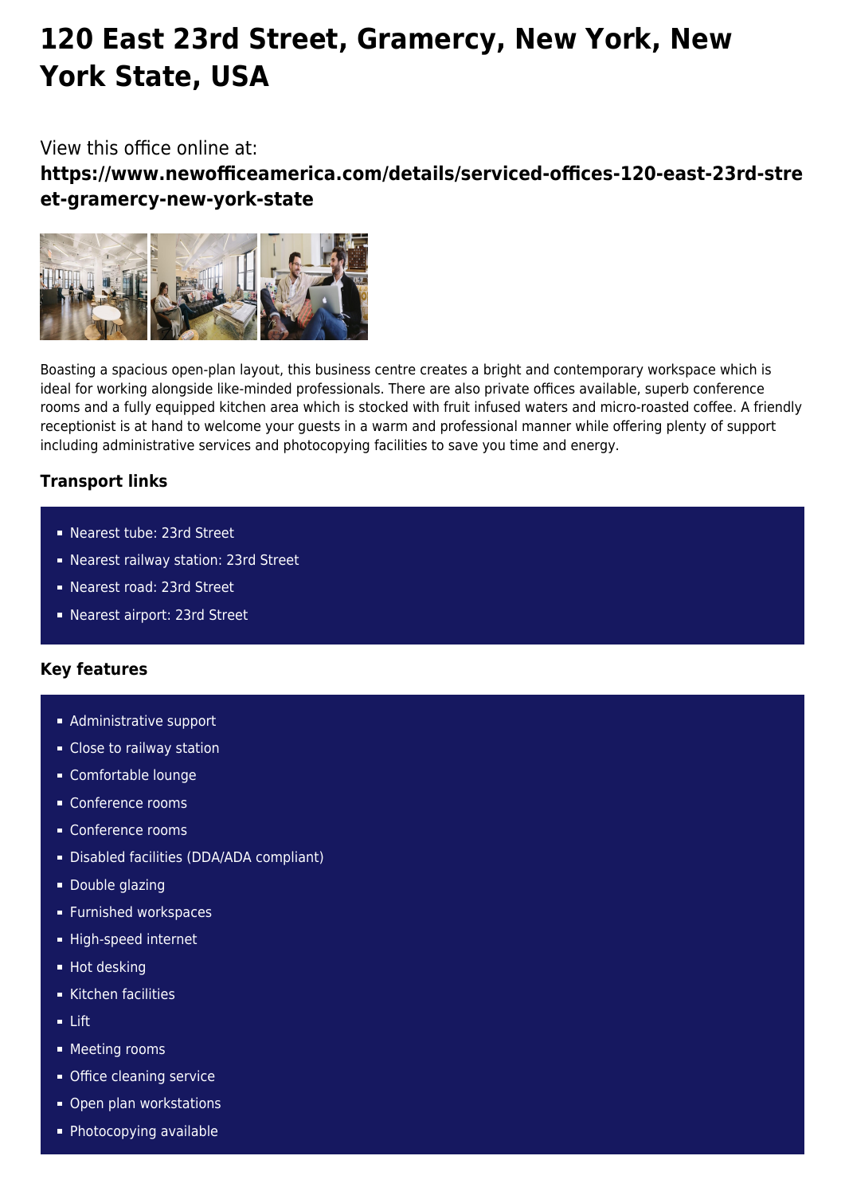# 120 East 23rd Street, Gramercy, New York, New York State, USA

View this office online at:

**https://www.newofficeamerica.com/details/serviced-offices-120-east-23rd-street-gramercy-new-york-state**

Boasting a spacious open-plan layout, this business centre creates a bright and contemporary workspace which is ideal for working alongside like-minded professionals. There are also private offices available, superb conference rooms and a fully equipped kitchen area which is stocked with fruit infused waters and micro-roasted coffee. A friendly receptionist is at hand to welcome your guests in a warm and professional manner while offering plenty of support including administrative services and photocopying facilities to save you time and energy.

### Transport links

- Nearest tube: 23rd Street
- Nearest railway station: 23rd Street
- Nearest road: 23rd Street
- Nearest airport: 23rd Street

### Key features

- Administrative support
- Close to railway station
- Comfortable lounge
- Conference rooms
- Conference rooms
- Disabled facilities (DDA/ADA compliant)
- Double glazing
- Furnished workspaces
- High-speed internet
- Hot desking
- Kitchen facilities
- Lift
- Meeting rooms
- Office cleaning service
- Open plan workstations
- Photocopying available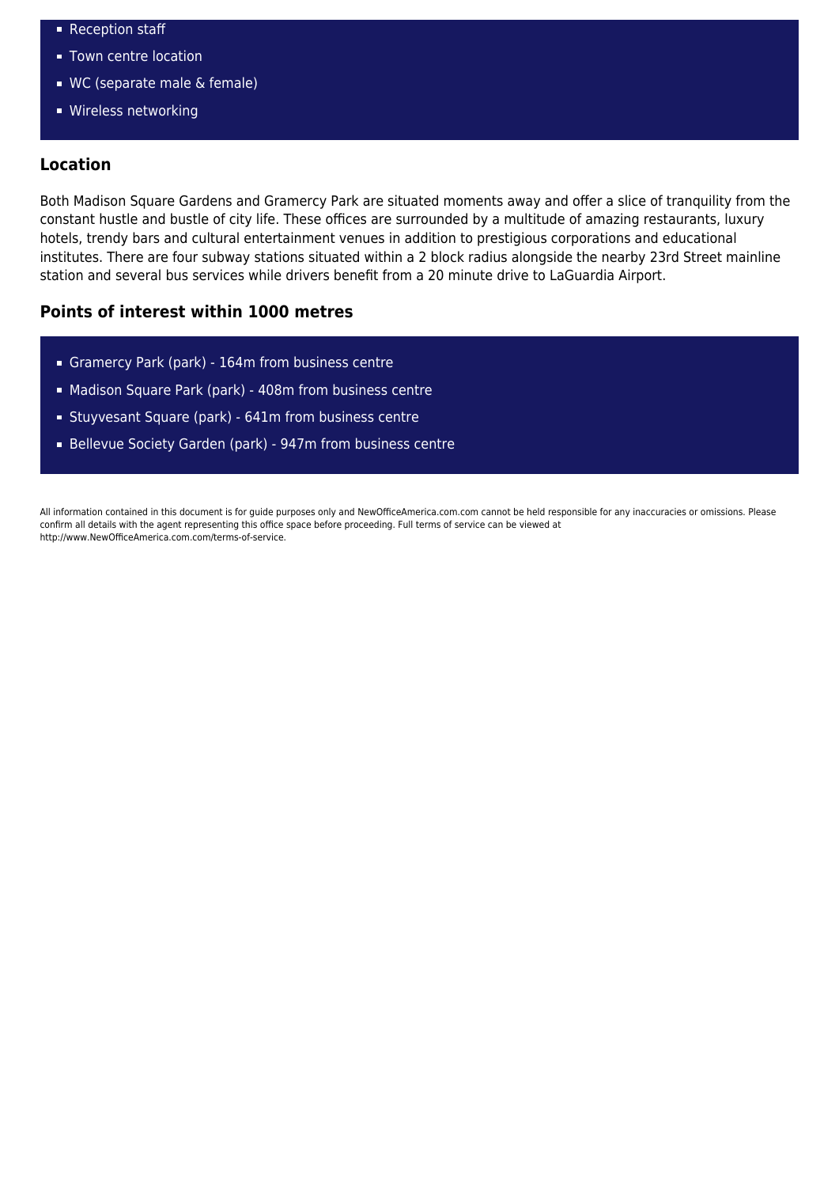- Reception staff
- Town centre location
- WC (separate male & female)
- Wireless networking

## Location

Both Madison Square Gardens and Gramercy Park are situated moments away and offer a slice of tranquility from the constant hustle and bustle of city life. These offices are surrounded by a multitude of amazing restaurants, luxury hotels, trendy bars and cultural entertainment venues in addition to prestigious corporations and educational institutes. There are four subway stations situated within a 2 block radius alongside the nearby 23rd Street mainline station and several bus services while drivers benefit from a 20 minute drive to LaGuardia Airport.

## Points of interest within 1000 metres

- Gramercy Park (park) - 164m from business centre
- Madison Square Park (park) - 408m from business centre
- Stuyvesant Square (park) - 641m from business centre
- Bellevue Society Garden (park) - 947m from business centre

All information contained in this document is for guide purposes only and NewOfficeAmerica.com.com cannot be held responsible for any inaccuracies or omissions. Please confirm all details with the agent representing this office space before proceeding. Full terms of service can be viewed at http://www.NewOfficeAmerica.com.com/terms-of-service.